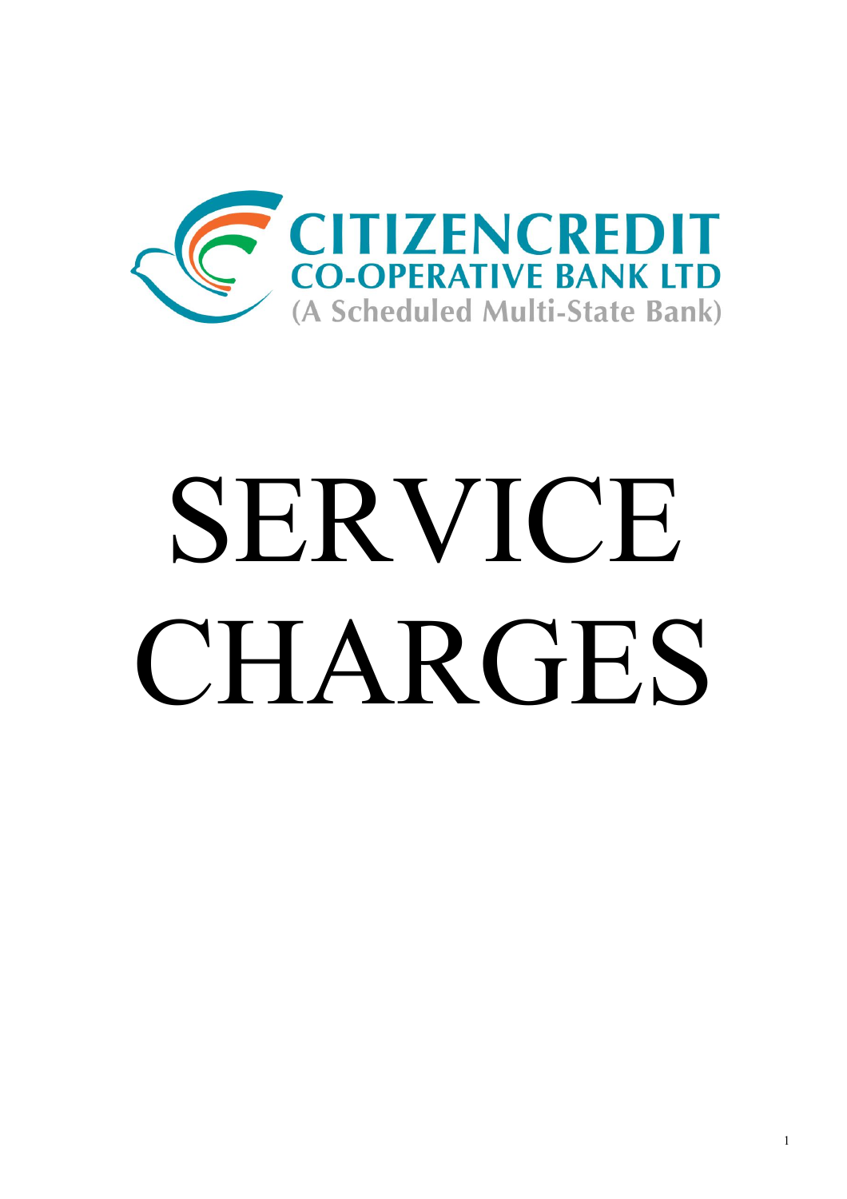CITIZENCREDIT
CO-OPERATIVE BANK LTD
(A Scheduled Multi-State Bank)

# SERVICE CHARGES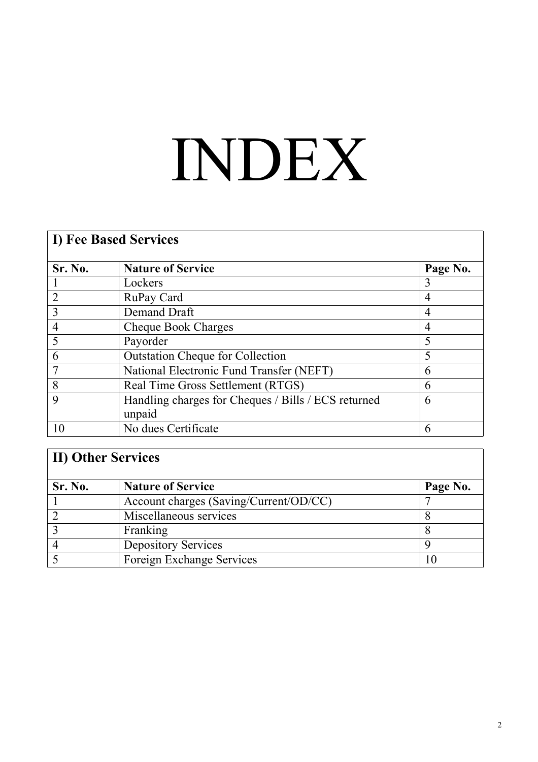# INDEX

| I) Fee Based Services | | |
|---|---|---|
| **Sr. No.** | **Nature of Service** | **Page No.** |
| 1 | Lockers | 3 |
| 2 | RuPay Card | 4 |
| 3 | Demand Draft | 4 |
| 4 | Cheque Book Charges | 4 |
| 5 | Payorder | 5 |
| 6 | Outstation Cheque for Collection | 5 |
| 7 | National Electronic Fund Transfer (NEFT) | 6 |
| 8 | Real Time Gross Settlement (RTGS) | 6 |
| 9 | Handling charges for Cheques / Bills / ECS returned unpaid | 6 |
| 10 | No dues Certificate | 6 |

| II) Other Services | | |
|---|---|---|
| **Sr. No.** | **Nature of Service** | **Page No.** |
| 1 | Account charges (Saving/Current/OD/CC) | 7 |
| 2 | Miscellaneous services | 8 |
| 3 | Franking | 8 |
| 4 | Depository Services | 9 |
| 5 | Foreign Exchange Services | 10 |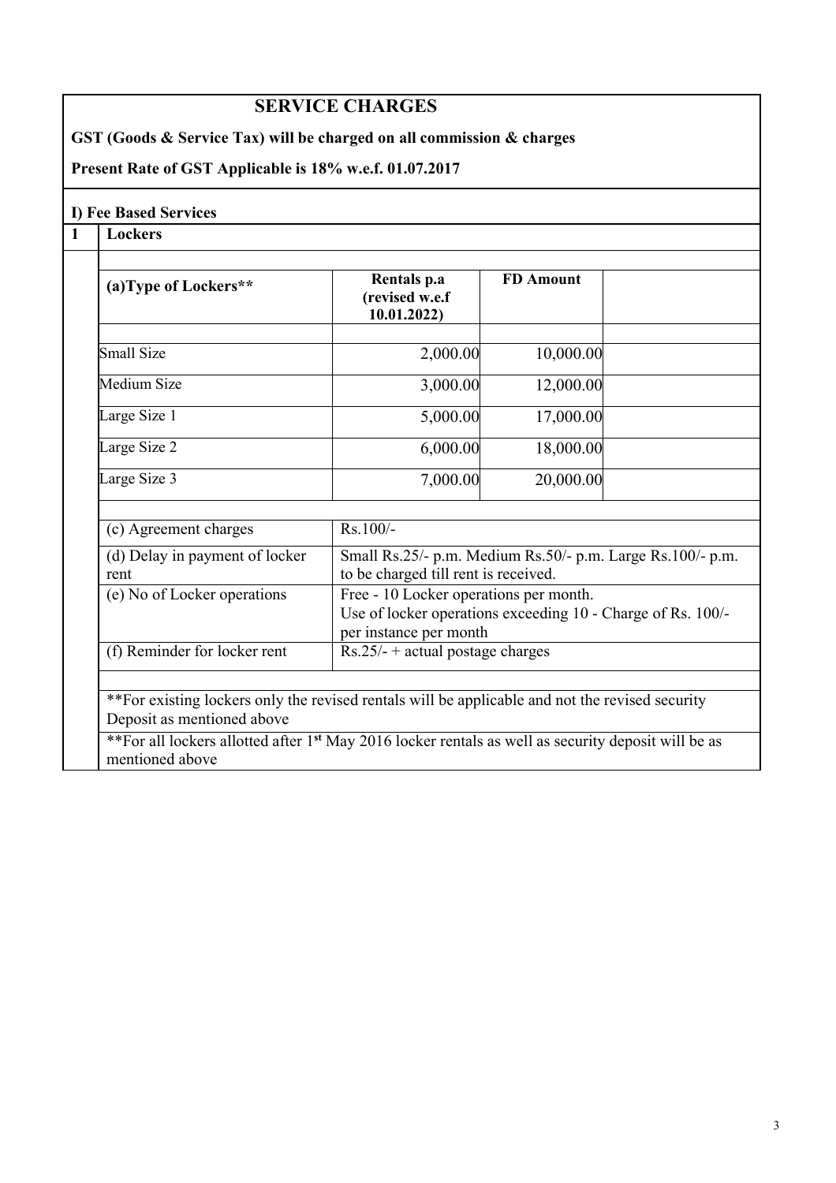# SERVICE CHARGES

**GST (Goods & Service Tax) will be charged on all commission & charges**

**Present Rate of GST Applicable is 18% w.e.f. 01.07.2017**

## I) Fee Based Services

### 1 Lockers

| (a)Type of Lockers** | Rentals p.a (revised w.e.f 10.01.2022) | FD Amount |
|---|---|---|
| Small Size | 2,000.00 | 10,000.00 |
| Medium Size | 3,000.00 | 12,000.00 |
| Large Size 1 | 5,000.00 | 17,000.00 |
| Large Size 2 | 6,000.00 | 18,000.00 |
| Large Size 3 | 7,000.00 | 20,000.00 |

| Item | Charges |
|---|---|
| (c) Agreement charges | Rs.100/- |
| (d) Delay in payment of locker rent | Small Rs.25/- p.m. Medium Rs.50/- p.m. Large Rs.100/- p.m. to be charged till rent is received. |
| (e) No of Locker operations | Free - 10 Locker operations per month. Use of locker operations exceeding 10 - Charge of Rs. 100/- per instance per month |
| (f) Reminder for locker rent | Rs.25/- + actual postage charges |

**For existing lockers only the revised rentals will be applicable and not the revised security Deposit as mentioned above

**For all lockers allotted after 1st May 2016 locker rentals as well as security deposit will be as mentioned above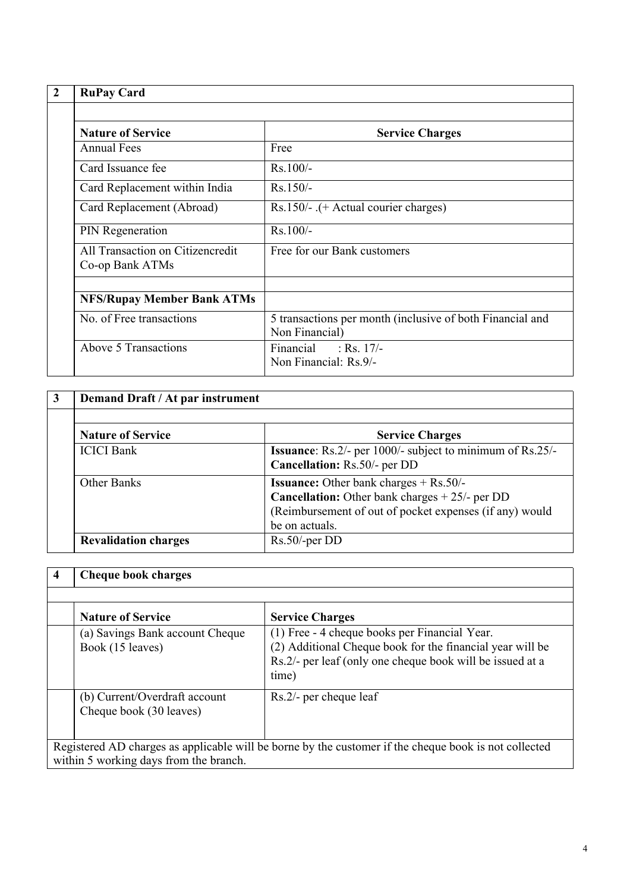| 2 | RuPay Card | |
|---|---|---|
| | **Nature of Service** | **Service Charges** |
| | Annual Fees | Free |
| | Card Issuance fee | Rs.100/- |
| | Card Replacement within India | Rs.150/- |
| | Card Replacement (Abroad) | Rs.150/- .(+ Actual courier charges) |
| | PIN Regeneration | Rs.100/- |
| | All Transaction on Citizencredit Co-op Bank ATMs | Free for our Bank customers |
| | | |
| | **NFS/Rupay Member Bank ATMs** | |
| | No. of Free transactions | 5 transactions per month (inclusive of both Financial and Non Financial) |
| | Above 5 Transactions | Financial : Rs. 17/-<br>Non Financial: Rs.9/- |

| 3 | Demand Draft / At par instrument | |
|---|---|---|
| | **Nature of Service** | **Service Charges** |
| | ICICI Bank | **Issuance**: Rs.2/- per 1000/- subject to minimum of Rs.25/-<br>**Cancellation:** Rs.50/- per DD |
| | Other Banks | **Issuance:** Other bank charges + Rs.50/-<br>**Cancellation:** Other bank charges + 25/- per DD<br>(Reimbursement of out of pocket expenses (if any) would be on actuals. |
| | **Revalidation charges** | Rs.50/-per DD |

| 4 | Cheque book charges | |
|---|---|---|
| | **Nature of Service** | **Service Charges** |
| | (a) Savings Bank account Cheque Book (15 leaves) | (1) Free - 4 cheque books per Financial Year.<br>(2) Additional Cheque book for the financial year will be Rs.2/- per leaf (only one cheque book will be issued at a time) |
| | (b) Current/Overdraft account Cheque book (30 leaves) | Rs.2/- per cheque leaf |
| Registered AD charges as applicable will be borne by the customer if the cheque book is not collected within 5 working days from the branch. | | |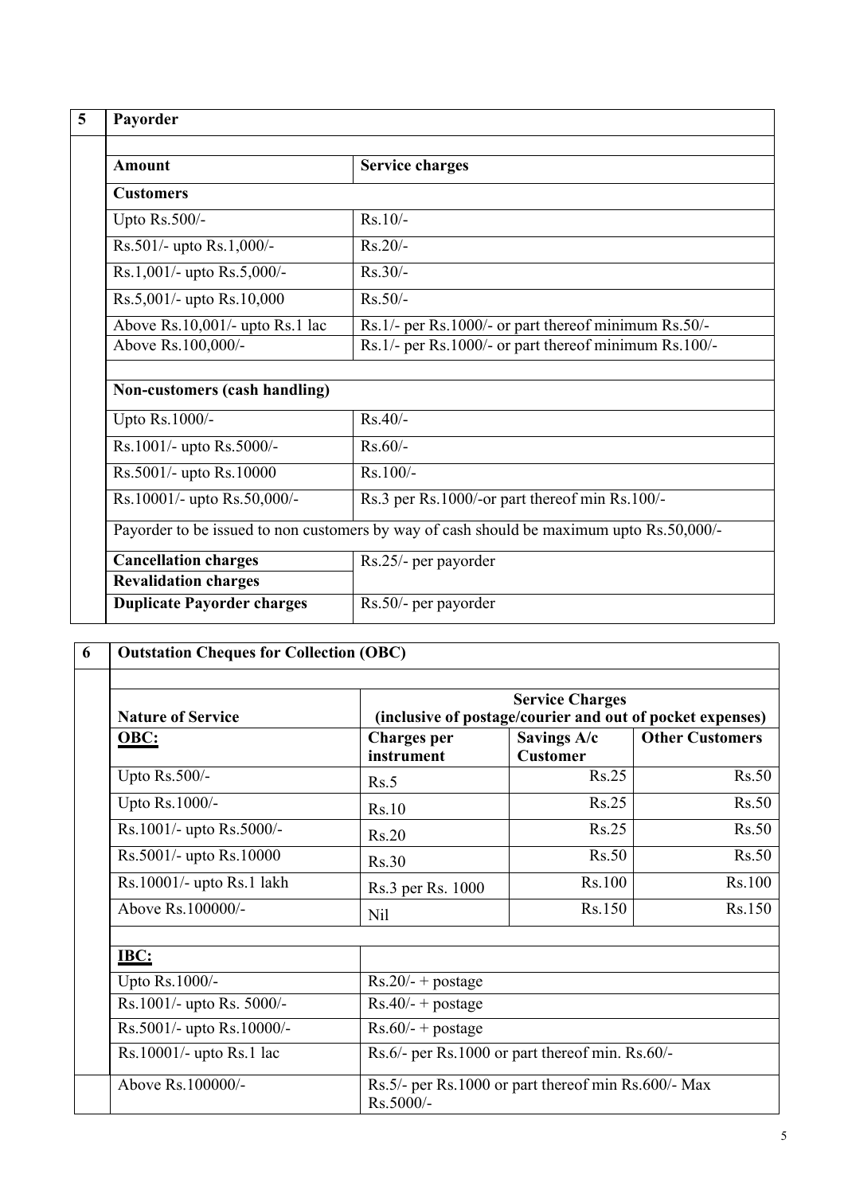| 5 | Payorder | |
|---|---|---|
| | **Amount** | **Service charges** |
| | **Customers** | |
| | Upto Rs.500/- | Rs.10/- |
| | Rs.501/- upto Rs.1,000/- | Rs.20/- |
| | Rs.1,001/- upto Rs.5,000/- | Rs.30/- |
| | Rs.5,001/- upto Rs.10,000 | Rs.50/- |
| | Above Rs.10,001/- upto Rs.1 lac | Rs.1/- per Rs.1000/- or part thereof minimum Rs.50/- |
| | Above Rs.100,000/- | Rs.1/- per Rs.1000/- or part thereof minimum Rs.100/- |
| | **Non-customers (cash handling)** | |
| | Upto Rs.1000/- | Rs.40/- |
| | Rs.1001/- upto Rs.5000/- | Rs.60/- |
| | Rs.5001/- upto Rs.10000 | Rs.100/- |
| | Rs.10001/- upto Rs.50,000/- | Rs.3 per Rs.1000/-or part thereof min Rs.100/- |
| | Payorder to be issued to non customers by way of cash should be maximum upto Rs.50,000/- | |
| | **Cancellation charges** | Rs.25/- per payorder |
| | **Revalidation charges** | |
| | **Duplicate Payorder charges** | Rs.50/- per payorder |

| 6 | Outstation Cheques for Collection (OBC) | | | |
|---|---|---|---|---|
| | **Nature of Service** | **Service Charges (inclusive of postage/courier and out of pocket expenses)** | | |
| | **OBC:** | **Charges per instrument** | **Savings A/c Customer** | **Other Customers** |
| | Upto Rs.500/- | Rs.5 | Rs.25 | Rs.50 |
| | Upto Rs.1000/- | Rs.10 | Rs.25 | Rs.50 |
| | Rs.1001/- upto Rs.5000/- | Rs.20 | Rs.25 | Rs.50 |
| | Rs.5001/- upto Rs.10000 | Rs.30 | Rs.50 | Rs.50 |
| | Rs.10001/- upto Rs.1 lakh | Rs.3 per Rs. 1000 | Rs.100 | Rs.100 |
| | Above Rs.100000/- | Nil | Rs.150 | Rs.150 |
| | **IBC:** | | | |
| | Upto Rs.1000/- | Rs.20/- + postage | | |
| | Rs.1001/- upto Rs. 5000/- | Rs.40/- + postage | | |
| | Rs.5001/- upto Rs.10000/- | Rs.60/- + postage | | |
| | Rs.10001/- upto Rs.1 lac | Rs.6/- per Rs.1000 or part thereof min. Rs.60/- | | |
| | Above Rs.100000/- | Rs.5/- per Rs.1000 or part thereof min Rs.600/- Max Rs.5000/- | | |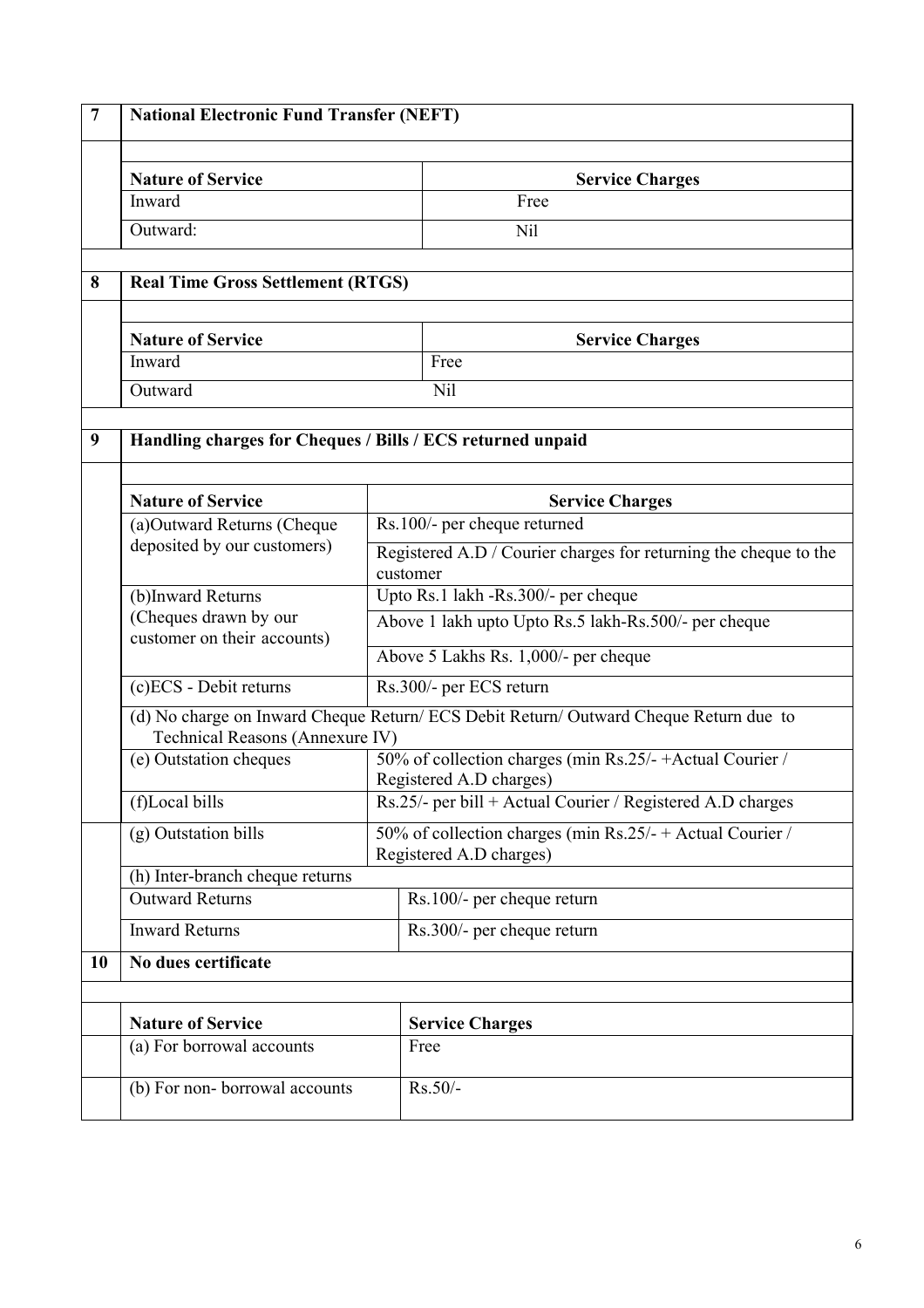## 7 National Electronic Fund Transfer (NEFT)

| Nature of Service | Service Charges |
|---|---|
| Inward | Free |
| Outward: | Nil |

## 8 Real Time Gross Settlement (RTGS)

| Nature of Service | Service Charges |
|---|---|
| Inward | Free |
| Outward | Nil |

## 9 Handling charges for Cheques / Bills / ECS returned unpaid

| Nature of Service | Service Charges |
|---|---|
| (a)Outward Returns (Cheque deposited by our customers) | Rs.100/- per cheque returned |
| | Registered A.D / Courier charges for returning the cheque to the customer |
| (b)Inward Returns (Cheques drawn by our customer on their accounts) | Upto Rs.1 lakh -Rs.300/- per cheque |
| | Above 1 lakh upto Upto Rs.5 lakh-Rs.500/- per cheque |
| | Above 5 Lakhs Rs. 1,000/- per cheque |
| (c)ECS - Debit returns | Rs.300/- per ECS return |
| (d) No charge on Inward Cheque Return/ ECS Debit Return/ Outward Cheque Return due to Technical Reasons (Annexure IV) | |
| (e) Outstation cheques | 50% of collection charges (min Rs.25/- +Actual Courier / Registered A.D charges) |
| (f)Local bills | Rs.25/- per bill + Actual Courier / Registered A.D charges |
| (g) Outstation bills | 50% of collection charges (min Rs.25/- + Actual Courier / Registered A.D charges) |
| (h) Inter-branch cheque returns | |
| Outward Returns | Rs.100/- per cheque return |
| Inward Returns | Rs.300/- per cheque return |

## 10 No dues certificate

| Nature of Service | Service Charges |
|---|---|
| (a) For borrowal accounts | Free |
| (b) For non- borrowal accounts | Rs.50/- |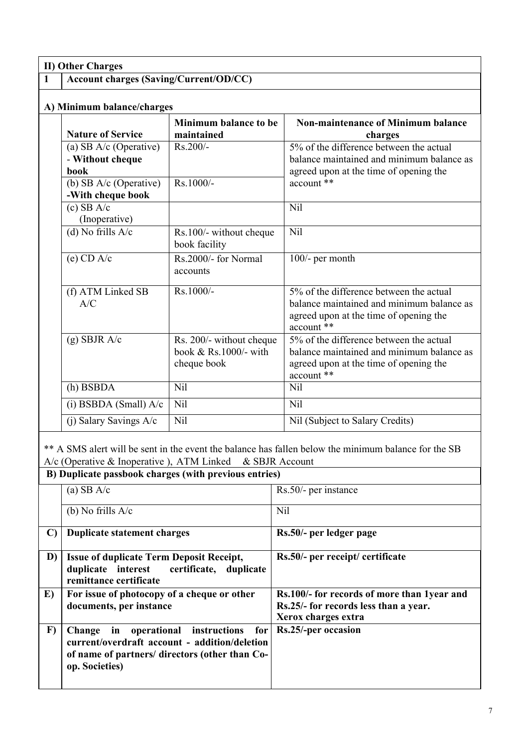## II) Other Charges

### 1 Account charges (Saving/Current/OD/CC)

#### A) Minimum balance/charges

| Nature of Service | Minimum balance to be maintained | Non-maintenance of Minimum balance charges |
|---|---|---|
| (a) SB A/c (Operative) - **Without cheque book** | Rs.200/- | 5% of the difference between the actual balance maintained and minimum balance as agreed upon at the time of opening the account ** |
| (b) SB A/c (Operative) **-With cheque book** | Rs.1000/- | |
| (c) SB A/c (Inoperative) | | Nil |
| (d) No frills A/c | Rs.100/- without cheque book facility | Nil |
| (e) CD A/c | Rs.2000/- for Normal accounts | 100/- per month |
| (f) ATM Linked SB A/C | Rs.1000/- | 5% of the difference between the actual balance maintained and minimum balance as agreed upon at the time of opening the account ** |
| (g) SBJR A/c | Rs. 200/- without cheque book & Rs.1000/- with cheque book | 5% of the difference between the actual balance maintained and minimum balance as agreed upon at the time of opening the account ** |
| (h) BSBDA | Nil | Nil |
| (i) BSBDA (Small) A/c | Nil | Nil |
| (j) Salary Savings A/c | Nil | Nil (Subject to Salary Credits) |

** A SMS alert will be sent in the event the balance has fallen below the minimum balance for the SB A/c (Operative & Inoperative ), ATM Linked & SBJR Account

#### B) Duplicate passbook charges (with previous entries)

| | |
|---|---|
| (a) SB A/c | Rs.50/- per instance |
| (b) No frills A/c | Nil |

| | | |
|---|---|---|
| **C)** | **Duplicate statement charges** | **Rs.50/- per ledger page** |
| **D)** | **Issue of duplicate Term Deposit Receipt, duplicate interest certificate, duplicate remittance certificate** | **Rs.50/- per receipt/ certificate** |
| **E)** | **For issue of photocopy of a cheque or other documents, per instance** | **Rs.100/- for records of more than 1year and Rs.25/- for records less than a year. Xerox charges extra** |
| **F)** | **Change in operational instructions for current/overdraft account - addition/deletion of name of partners/ directors (other than Co-op. Societies)** | **Rs.25/-per occasion** |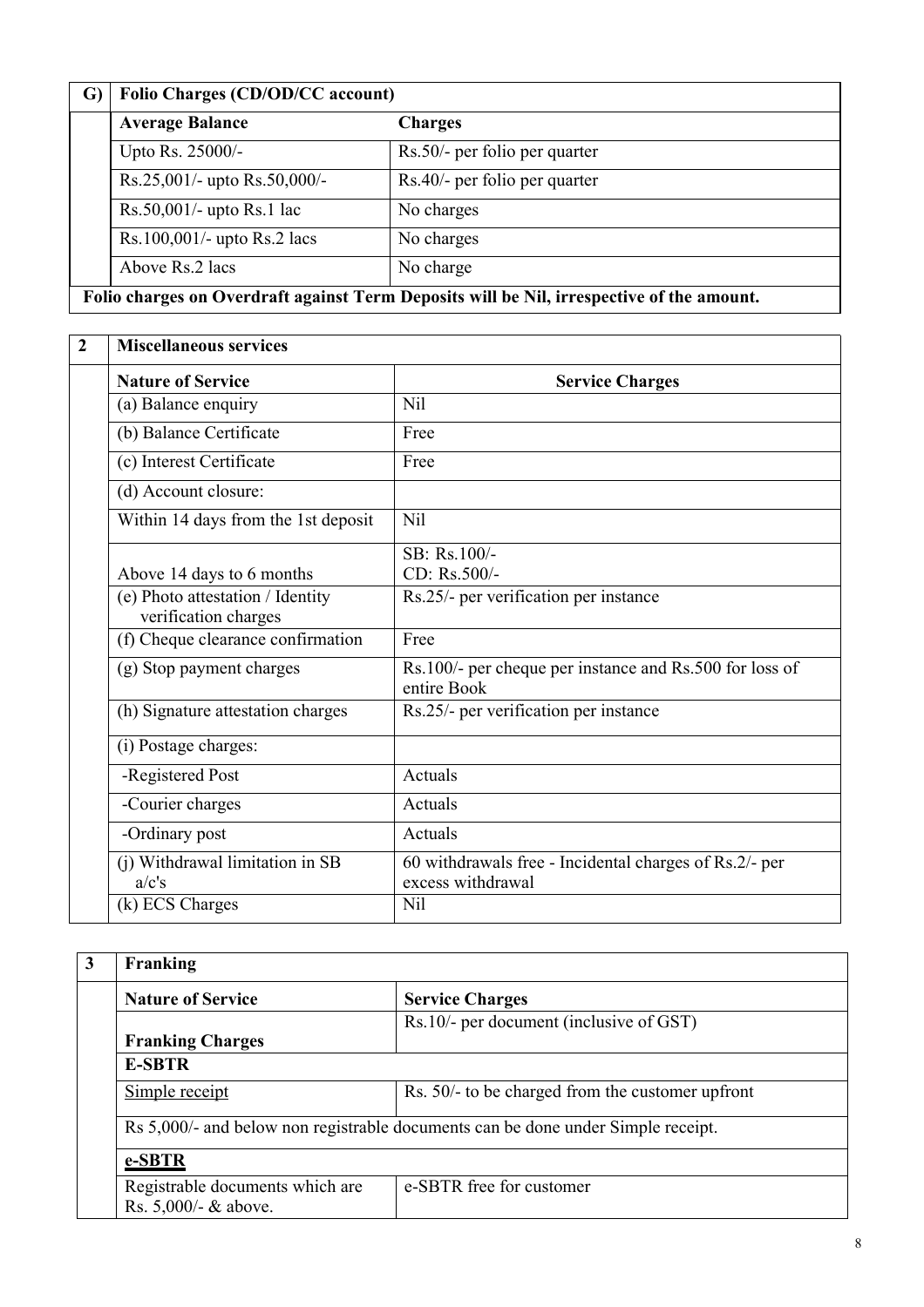| G) | Folio Charges (CD/OD/CC account) | |
|---|---|---|
| | **Average Balance** | **Charges** |
| | Upto Rs. 25000/- | Rs.50/- per folio per quarter |
| | Rs.25,001/- upto Rs.50,000/- | Rs.40/- per folio per quarter |
| | Rs.50,001/- upto Rs.1 lac | No charges |
| | Rs.100,001/- upto Rs.2 lacs | No charges |
| | Above Rs.2 lacs | No charge |

**Folio charges on Overdraft against Term Deposits will be Nil, irrespective of the amount.**

| 2 | Miscellaneous services | |
|---|---|---|
| | **Nature of Service** | **Service Charges** |
| | (a) Balance enquiry | Nil |
| | (b) Balance Certificate | Free |
| | (c) Interest Certificate | Free |
| | (d) Account closure: | |
| | Within 14 days from the 1st deposit | Nil |
| | Above 14 days to 6 months | SB: Rs.100/-<br>CD: Rs.500/- |
| | (e) Photo attestation / Identity verification charges | Rs.25/- per verification per instance |
| | (f) Cheque clearance confirmation | Free |
| | (g) Stop payment charges | Rs.100/- per cheque per instance and Rs.500 for loss of entire Book |
| | (h) Signature attestation charges | Rs.25/- per verification per instance |
| | (i) Postage charges: | |
| | -Registered Post | Actuals |
| | -Courier charges | Actuals |
| | -Ordinary post | Actuals |
| | (j) Withdrawal limitation in SB a/c's | 60 withdrawals free - Incidental charges of Rs.2/- per excess withdrawal |
| | (k) ECS Charges | Nil |

| 3 | Franking | |
|---|---|---|
| | **Nature of Service** | **Service Charges** |
| | **Franking Charges** | Rs.10/- per document (inclusive of GST) |
| | **E-SBTR** | |
| | Simple receipt | Rs. 50/- to be charged from the customer upfront |
| | Rs 5,000/- and below non registrable documents can be done under Simple receipt. | |
| | **e-SBTR** | |
| | Registrable documents which are Rs. 5,000/- & above. | e-SBTR free for customer |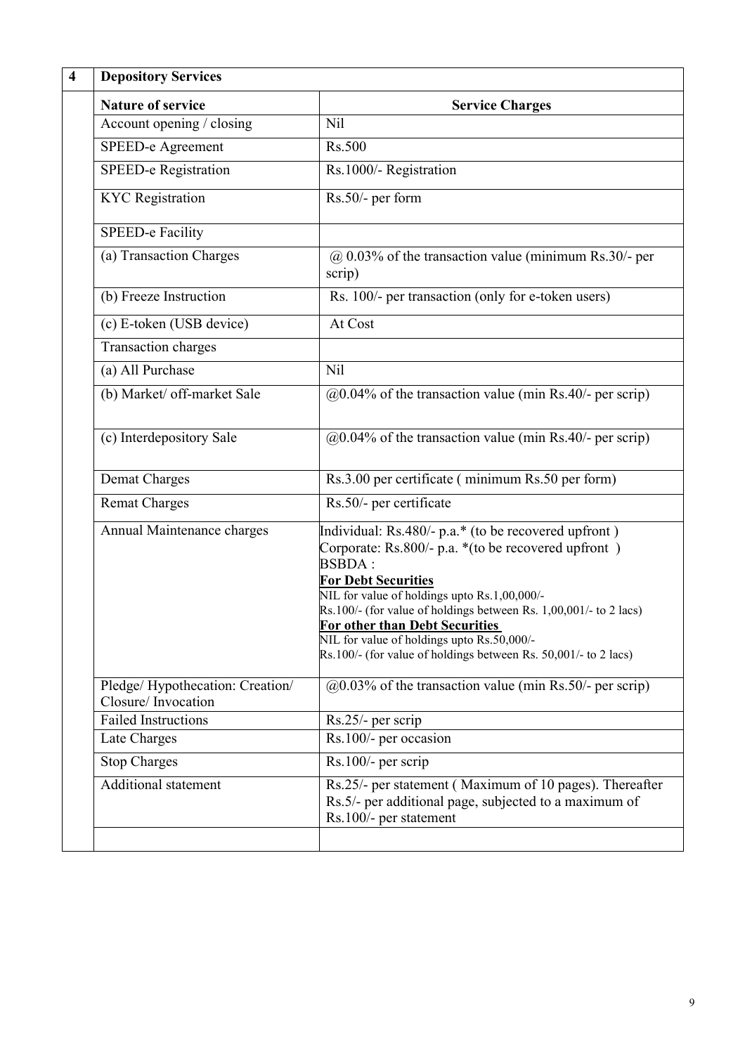| 4 | Depository Services | |
|---|---|---|
| | **Nature of service** | **Service Charges** |
| | Account opening / closing | Nil |
| | SPEED-e Agreement | Rs.500 |
| | SPEED-e Registration | Rs.1000/- Registration |
| | KYC Registration | Rs.50/- per form |
| | SPEED-e Facility | |
| | (a) Transaction Charges | @ 0.03% of the transaction value (minimum Rs.30/- per scrip) |
| | (b) Freeze Instruction | Rs. 100/- per transaction (only for e-token users) |
| | (c) E-token (USB device) | At Cost |
| | Transaction charges | |
| | (a) All Purchase | Nil |
| | (b) Market/ off-market Sale | @0.04% of the transaction value (min Rs.40/- per scrip) |
| | (c) Interdepository Sale | @0.04% of the transaction value (min Rs.40/- per scrip) |
| | Demat Charges | Rs.3.00 per certificate ( minimum Rs.50 per form) |
| | Remat Charges | Rs.50/- per certificate |
| | Annual Maintenance charges | Individual: Rs.480/- p.a.* (to be recovered upfront )<br>Corporate: Rs.800/- p.a. *(to be recovered upfront )<br>BSBDA :<br>**For Debt Securities**<br>NIL for value of holdings upto Rs.1,00,000/-<br>Rs.100/- (for value of holdings between Rs. 1,00,001/- to 2 lacs)<br>**For other than Debt Securities**<br>NIL for value of holdings upto Rs.50,000/-<br>Rs.100/- (for value of holdings between Rs. 50,001/- to 2 lacs) |
| | Pledge/ Hypothecation: Creation/ Closure/ Invocation | @0.03% of the transaction value (min Rs.50/- per scrip) |
| | Failed Instructions | Rs.25/- per scrip |
| | Late Charges | Rs.100/- per occasion |
| | Stop Charges | Rs.100/- per scrip |
| | Additional statement | Rs.25/- per statement ( Maximum of 10 pages). Thereafter Rs.5/- per additional page, subjected to a maximum of Rs.100/- per statement |
| | | |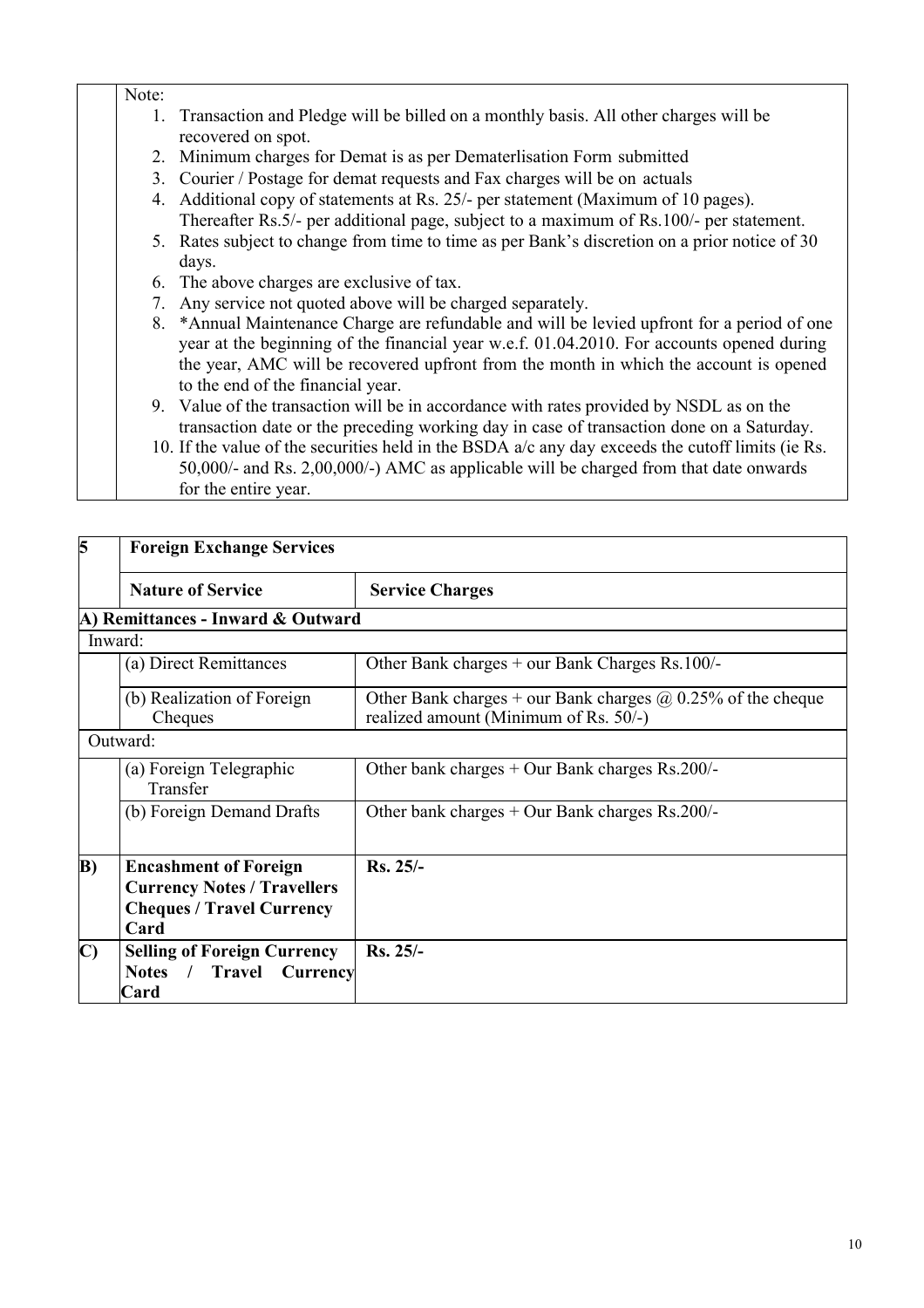Note:

1. Transaction and Pledge will be billed on a monthly basis. All other charges will be recovered on spot.
2. Minimum charges for Demat is as per Dematerlisation Form submitted
3. Courier / Postage for demat requests and Fax charges will be on actuals
4. Additional copy of statements at Rs. 25/- per statement (Maximum of 10 pages). Thereafter Rs.5/- per additional page, subject to a maximum of Rs.100/- per statement.
5. Rates subject to change from time to time as per Bank's discretion on a prior notice of 30 days.
6. The above charges are exclusive of tax.
7. Any service not quoted above will be charged separately.
8. *Annual Maintenance Charge are refundable and will be levied upfront for a period of one year at the beginning of the financial year w.e.f. 01.04.2010. For accounts opened during the year, AMC will be recovered upfront from the month in which the account is opened to the end of the financial year.
9. Value of the transaction will be in accordance with rates provided by NSDL as on the transaction date or the preceding working day in case of transaction done on a Saturday.
10. If the value of the securities held in the BSDA a/c any day exceeds the cutoff limits (ie Rs. 50,000/- and Rs. 2,00,000/-) AMC as applicable will be charged from that date onwards for the entire year.

| **5** | **Foreign Exchange Services** | |
|---|---|---|
| | **Nature of Service** | **Service Charges** |
| **A) Remittances - Inward & Outward** | | |
| Inward: | | |
| | (a) Direct Remittances | Other Bank charges + our Bank Charges Rs.100/- |
| | (b) Realization of Foreign Cheques | Other Bank charges + our Bank charges @ 0.25% of the cheque realized amount (Minimum of Rs. 50/-) |
| Outward: | | |
| | (a) Foreign Telegraphic Transfer | Other bank charges + Our Bank charges Rs.200/- |
| | (b) Foreign Demand Drafts | Other bank charges + Our Bank charges Rs.200/- |
| **B)** | **Encashment of Foreign Currency Notes / Travellers Cheques / Travel Currency Card** | **Rs. 25/-** |
| **C)** | **Selling of Foreign Currency Notes / Travel Currency Card** | **Rs. 25/-** |